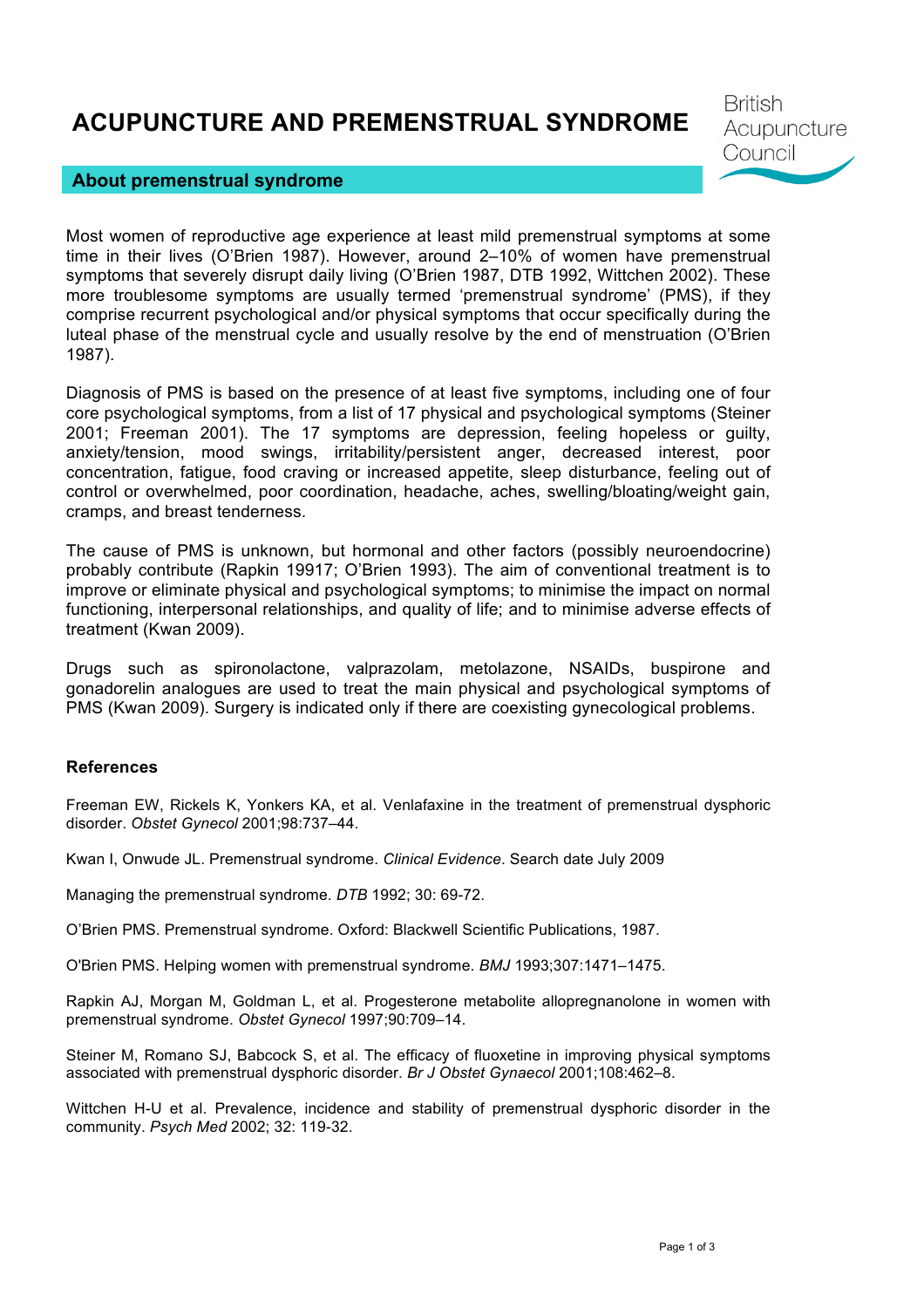# ACUPUNCTURE AND PREMENSTRUAL SYNDROME

British Acupuncture Council

## About premenstrual syndrome

Most women of reproductive age experience at least mild premenstrual symptoms at some time in their lives (O'Brien 1987). However, around 2–10% of women have premenstrual symptoms that severely disrupt daily living (O'Brien 1987, DTB 1992, Wittchen 2002). These more troublesome symptoms are usually termed 'premenstrual syndrome' (PMS), if they comprise recurrent psychological and/or physical symptoms that occur specifically during the luteal phase of the menstrual cycle and usually resolve by the end of menstruation (O'Brien 1987).

Diagnosis of PMS is based on the presence of at least five symptoms, including one of four core psychological symptoms, from a list of 17 physical and psychological symptoms (Steiner 2001; Freeman 2001). The 17 symptoms are depression, feeling hopeless or guilty, anxiety/tension, mood swings, irritability/persistent anger, decreased interest, poor concentration, fatigue, food craving or increased appetite, sleep disturbance, feeling out of control or overwhelmed, poor coordination, headache, aches, swelling/bloating/weight gain, cramps, and breast tenderness.

The cause of PMS is unknown, but hormonal and other factors (possibly neuroendocrine) probably contribute (Rapkin 19917; O'Brien 1993). The aim of conventional treatment is to improve or eliminate physical and psychological symptoms; to minimise the impact on normal functioning, interpersonal relationships, and quality of life; and to minimise adverse effects of treatment (Kwan 2009).

Drugs such as spironolactone, valprazolam, metolazone, NSAIDs, buspirone and gonadorelin analogues are used to treat the main physical and psychological symptoms of PMS (Kwan 2009). Surgery is indicated only if there are coexisting gynecological problems.

### References

Freeman EW, Rickels K, Yonkers KA, et al. Venlafaxine in the treatment of premenstrual dysphoric disorder. *Obstet Gynecol* 2001;98:737–44.

Kwan I, Onwude JL. Premenstrual syndrome. *Clinical Evidence*. Search date July 2009

Managing the premenstrual syndrome. *DTB* 1992; 30: 69-72.

O'Brien PMS. Premenstrual syndrome. Oxford: Blackwell Scientific Publications, 1987.

O'Brien PMS. Helping women with premenstrual syndrome. *BMJ* 1993;307:1471–1475.

Rapkin AJ, Morgan M, Goldman L, et al. Progesterone metabolite allopregnanolone in women with premenstrual syndrome. *Obstet Gynecol* 1997;90:709–14.

Steiner M, Romano SJ, Babcock S, et al. The efficacy of fluoxetine in improving physical symptoms associated with premenstrual dysphoric disorder. *Br J Obstet Gynaecol* 2001;108:462–8.

Wittchen H-U et al. Prevalence, incidence and stability of premenstrual dysphoric disorder in the community. *Psych Med* 2002; 32: 119-32.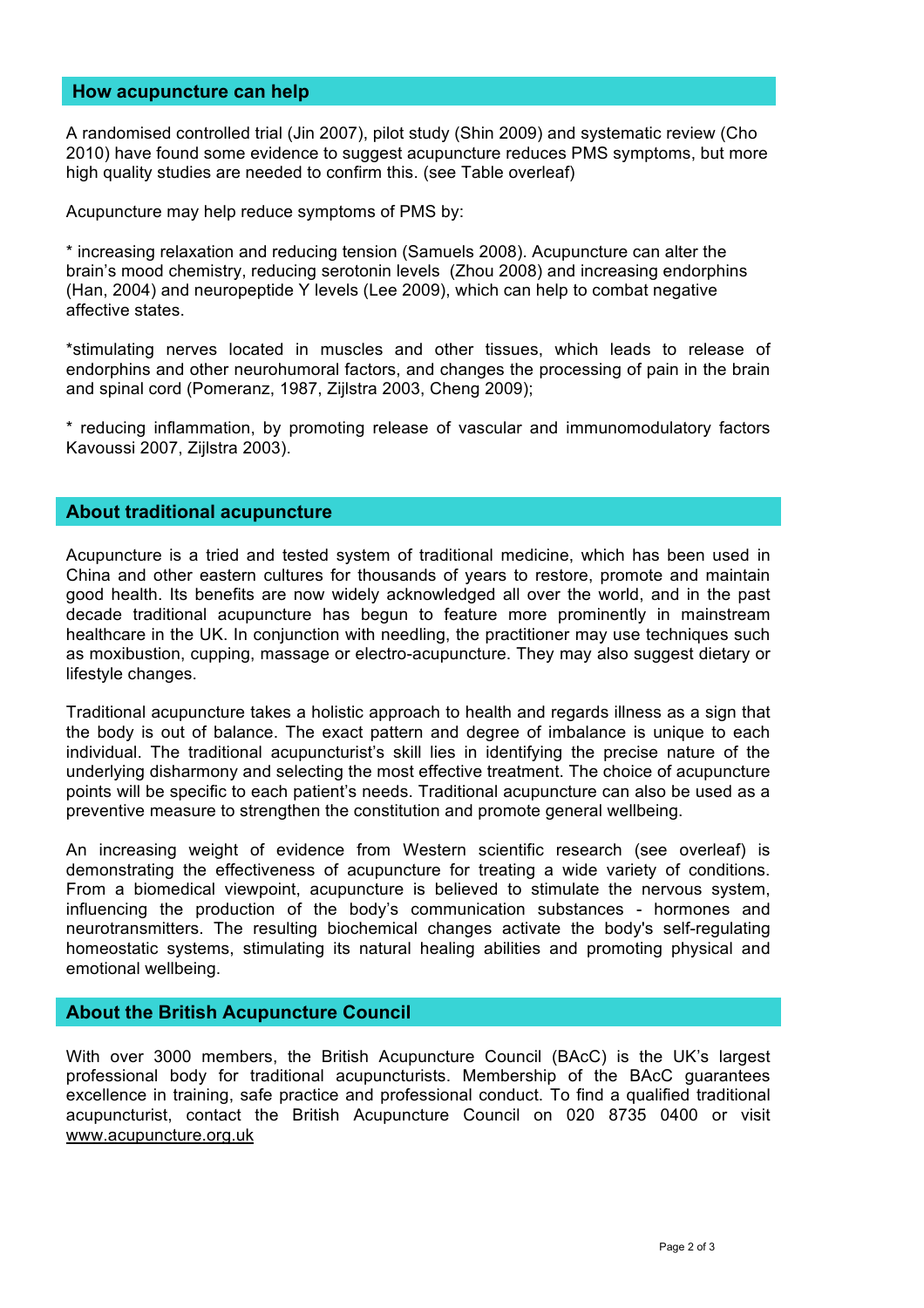## How acupuncture can help

A randomised controlled trial (Jin 2007), pilot study (Shin 2009) and systematic review (Cho 2010) have found some evidence to suggest acupuncture reduces PMS symptoms, but more high quality studies are needed to confirm this. (see Table overleaf)

Acupuncture may help reduce symptoms of PMS by:

* increasing relaxation and reducing tension (Samuels 2008). Acupuncture can alter the brain's mood chemistry, reducing serotonin levels (Zhou 2008) and increasing endorphins (Han, 2004) and neuropeptide Y levels (Lee 2009), which can help to combat negative affective states.

*stimulating nerves located in muscles and other tissues, which leads to release of endorphins and other neurohumoral factors, and changes the processing of pain in the brain and spinal cord (Pomeranz, 1987, Zijlstra 2003, Cheng 2009);

* reducing inflammation, by promoting release of vascular and immunomodulatory factors Kavoussi 2007, Zijlstra 2003).

## About traditional acupuncture

Acupuncture is a tried and tested system of traditional medicine, which has been used in China and other eastern cultures for thousands of years to restore, promote and maintain good health. Its benefits are now widely acknowledged all over the world, and in the past decade traditional acupuncture has begun to feature more prominently in mainstream healthcare in the UK. In conjunction with needling, the practitioner may use techniques such as moxibustion, cupping, massage or electro-acupuncture. They may also suggest dietary or lifestyle changes.

Traditional acupuncture takes a holistic approach to health and regards illness as a sign that the body is out of balance. The exact pattern and degree of imbalance is unique to each individual. The traditional acupuncturist's skill lies in identifying the precise nature of the underlying disharmony and selecting the most effective treatment. The choice of acupuncture points will be specific to each patient's needs. Traditional acupuncture can also be used as a preventive measure to strengthen the constitution and promote general wellbeing.

An increasing weight of evidence from Western scientific research (see overleaf) is demonstrating the effectiveness of acupuncture for treating a wide variety of conditions. From a biomedical viewpoint, acupuncture is believed to stimulate the nervous system, influencing the production of the body's communication substances - hormones and neurotransmitters. The resulting biochemical changes activate the body's self-regulating homeostatic systems, stimulating its natural healing abilities and promoting physical and emotional wellbeing.

## About the British Acupuncture Council

With over 3000 members, the British Acupuncture Council (BAcC) is the UK's largest professional body for traditional acupuncturists. Membership of the BAcC guarantees excellence in training, safe practice and professional conduct. To find a qualified traditional acupuncturist, contact the British Acupuncture Council on 020 8735 0400 or visit www.acupuncture.org.uk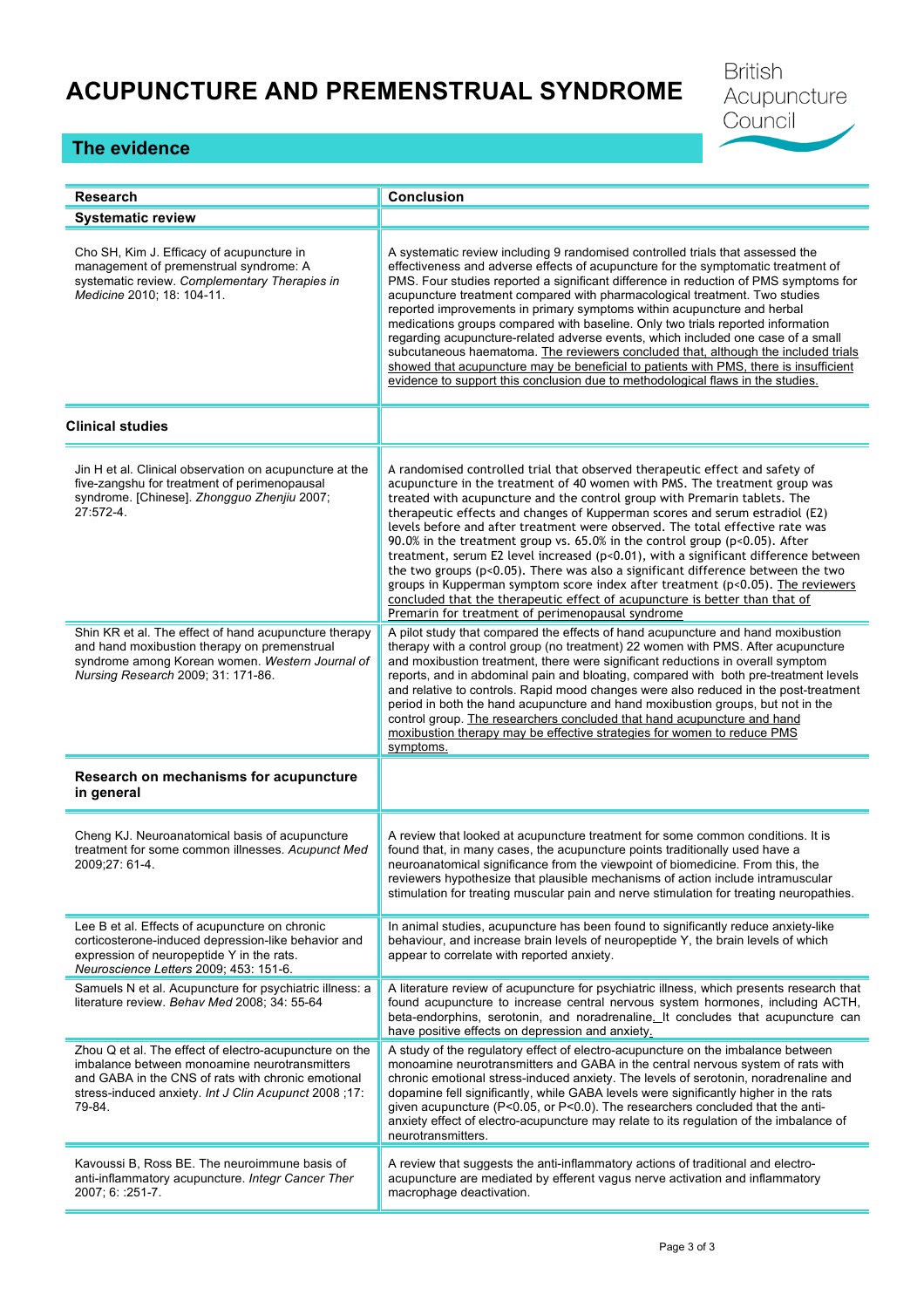# ACUPUNCTURE AND PREMENSTRUAL SYNDROME

British Acupuncture Council

## The evidence

| Research | Conclusion |
|---|---|
| **Systematic review** | |
| Cho SH, Kim J. Efficacy of acupuncture in management of premenstrual syndrome: A systematic review. *Complementary Therapies in Medicine* 2010; 18: 104-11. | A systematic review including 9 randomised controlled trials that assessed the effectiveness and adverse effects of acupuncture for the symptomatic treatment of PMS. Four studies reported a significant difference in reduction of PMS symptoms for acupuncture treatment compared with pharmacological treatment. Two studies reported improvements in primary symptoms within acupuncture and herbal medications groups compared with baseline. Only two trials reported information regarding acupuncture-related adverse events, which included one case of a small subcutaneous haematoma. The reviewers concluded that, although the included trials showed that acupuncture may be beneficial to patients with PMS, there is insufficient evidence to support this conclusion due to methodological flaws in the studies. |
| **Clinical studies** | |
| Jin H et al. Clinical observation on acupuncture at the five-zangshu for treatment of perimenopausal syndrome. [Chinese]. *Zhongguo Zhenjiu* 2007; 27:572-4. | A randomised controlled trial that observed therapeutic effect and safety of acupuncture in the treatment of 40 women with PMS. The treatment group was treated with acupuncture and the control group with Premarin tablets. The therapeutic effects and changes of Kupperman scores and serum estradiol (E2) levels before and after treatment were observed. The total effective rate was 90.0% in the treatment group vs. 65.0% in the control group ($p<0.05$). After treatment, serum E2 level increased ($p<0.01$), with a significant difference between the two groups ($p<0.05$). There was also a significant difference between the two groups in Kupperman symptom score index after treatment ($p<0.05$). The reviewers concluded that the therapeutic effect of acupuncture is better than that of Premarin for treatment of perimenopausal syndrome |
| Shin KR et al. The effect of hand acupuncture therapy and hand moxibustion therapy on premenstrual syndrome among Korean women. *Western Journal of Nursing Research* 2009; 31: 171-86. | A pilot study that compared the effects of hand acupuncture and hand moxibustion therapy with a control group (no treatment) 22 women with PMS. After acupuncture and moxibustion treatment, there were significant reductions in overall symptom reports, and in abdominal pain and bloating, compared with both pre-treatment levels and relative to controls. Rapid mood changes were also reduced in the post-treatment period in both the hand acupuncture and hand moxibustion groups, but not in the control group. The researchers concluded that hand acupuncture and hand moxibustion therapy may be effective strategies for women to reduce PMS symptoms. |
| **Research on mechanisms for acupuncture in general** | |
| Cheng KJ. Neuroanatomical basis of acupuncture treatment for some common illnesses. *Acupunct Med* 2009;27: 61-4. | A review that looked at acupuncture treatment for some common conditions. It is found that, in many cases, the acupuncture points traditionally used have a neuroanatomical significance from the viewpoint of biomedicine. From this, the reviewers hypothesize that plausible mechanisms of action include intramuscular stimulation for treating muscular pain and nerve stimulation for treating neuropathies. |
| Lee B et al. Effects of acupuncture on chronic corticosterone-induced depression-like behavior and expression of neuropeptide Y in the rats. *Neuroscience Letters* 2009; 453: 151-6. | In animal studies, acupuncture has been found to significantly reduce anxiety-like behaviour, and increase brain levels of neuropeptide Y, the brain levels of which appear to correlate with reported anxiety. |
| Samuels N et al. Acupuncture for psychiatric illness: a literature review. *Behav Med* 2008; 34: 55-64 | A literature review of acupuncture for psychiatric illness, which presents research that found acupuncture to increase central nervous system hormones, including ACTH, beta-endorphins, serotonin, and noradrenaline. It concludes that acupuncture can have positive effects on depression and anxiety. |
| Zhou Q et al. The effect of electro-acupuncture on the imbalance between monoamine neurotransmitters and GABA in the CNS of rats with chronic emotional stress-induced anxiety. *Int J Clin Acupunct* 2008 ;17: 79-84. | A study of the regulatory effect of electro-acupuncture on the imbalance between monoamine neurotransmitters and GABA in the central nervous system of rats with chronic emotional stress-induced anxiety. The levels of serotonin, noradrenaline and dopamine fell significantly, while GABA levels were significantly higher in the rats given acupuncture ($P<0.05$, or $P<0.0$). The researchers concluded that the anti-anxiety effect of electro-acupuncture may relate to its regulation of the imbalance of neurotransmitters. |
| Kavoussi B, Ross BE. The neuroimmune basis of anti-inflammatory acupuncture. *Integr Cancer Ther* 2007; 6: :251-7. | A review that suggests the anti-inflammatory actions of traditional and electro-acupuncture are mediated by efferent vagus nerve activation and inflammatory macrophage deactivation. |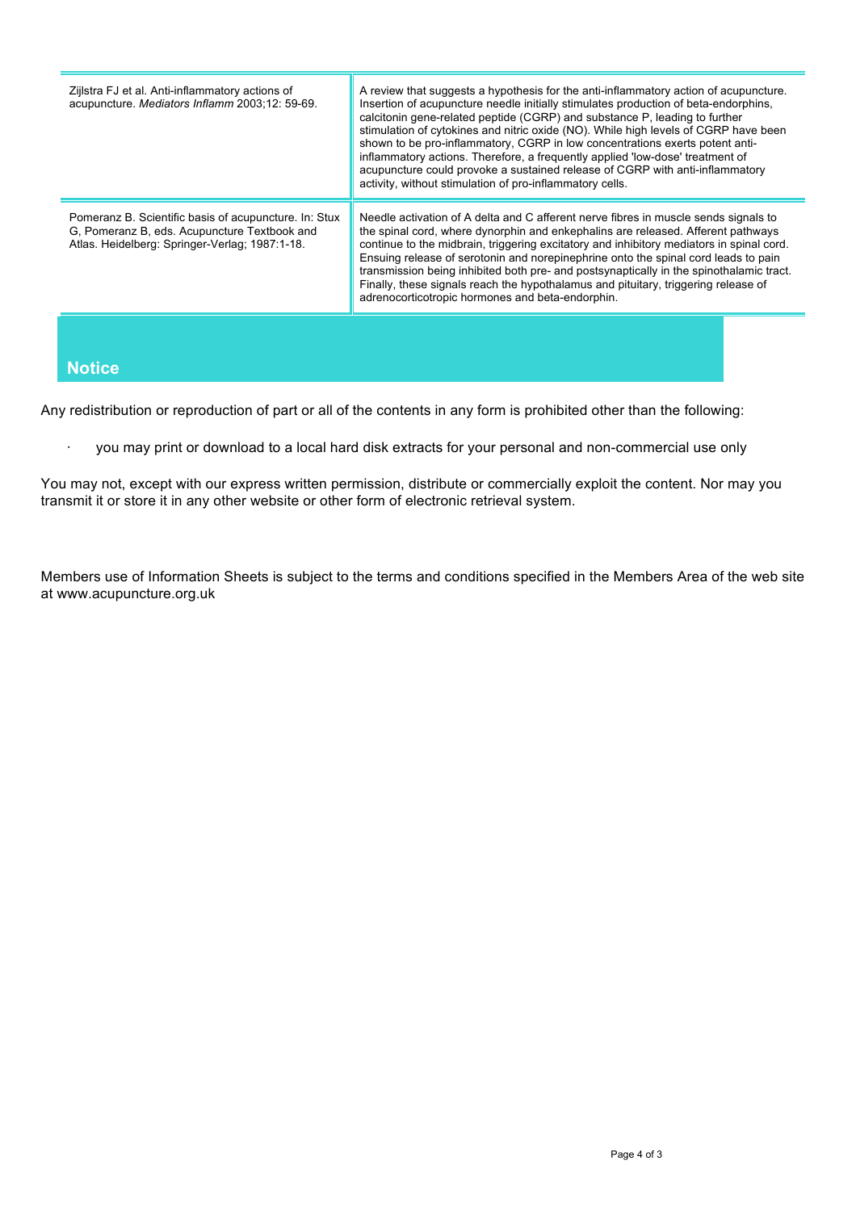| | |
|---|---|
| Zijlstra FJ et al. Anti-inflammatory actions of acupuncture. *Mediators Inflamm* 2003;12: 59-69. | A review that suggests a hypothesis for the anti-inflammatory action of acupuncture. Insertion of acupuncture needle initially stimulates production of beta-endorphins, calcitonin gene-related peptide (CGRP) and substance P, leading to further stimulation of cytokines and nitric oxide (NO). While high levels of CGRP have been shown to be pro-inflammatory, CGRP in low concentrations exerts potent anti-inflammatory actions. Therefore, a frequently applied 'low-dose' treatment of acupuncture could provoke a sustained release of CGRP with anti-inflammatory activity, without stimulation of pro-inflammatory cells. |
| Pomeranz B. Scientific basis of acupuncture. In: Stux G, Pomeranz B, eds. Acupuncture Textbook and Atlas. Heidelberg: Springer-Verlag; 1987:1-18. | Needle activation of A delta and C afferent nerve fibres in muscle sends signals to the spinal cord, where dynorphin and enkephalins are released. Afferent pathways continue to the midbrain, triggering excitatory and inhibitory mediators in spinal cord. Ensuing release of serotonin and norepinephrine onto the spinal cord leads to pain transmission being inhibited both pre- and postsynaptically in the spinothalamic tract. Finally, these signals reach the hypothalamus and pituitary, triggering release of adrenocorticotropic hormones and beta-endorphin. |

## Notice

Any redistribution or reproduction of part or all of the contents in any form is prohibited other than the following:

- you may print or download to a local hard disk extracts for your personal and non-commercial use only

You may not, except with our express written permission, distribute or commercially exploit the content. Nor may you transmit it or store it in any other website or other form of electronic retrieval system.

Members use of Information Sheets is subject to the terms and conditions specified in the Members Area of the web site at www.acupuncture.org.uk